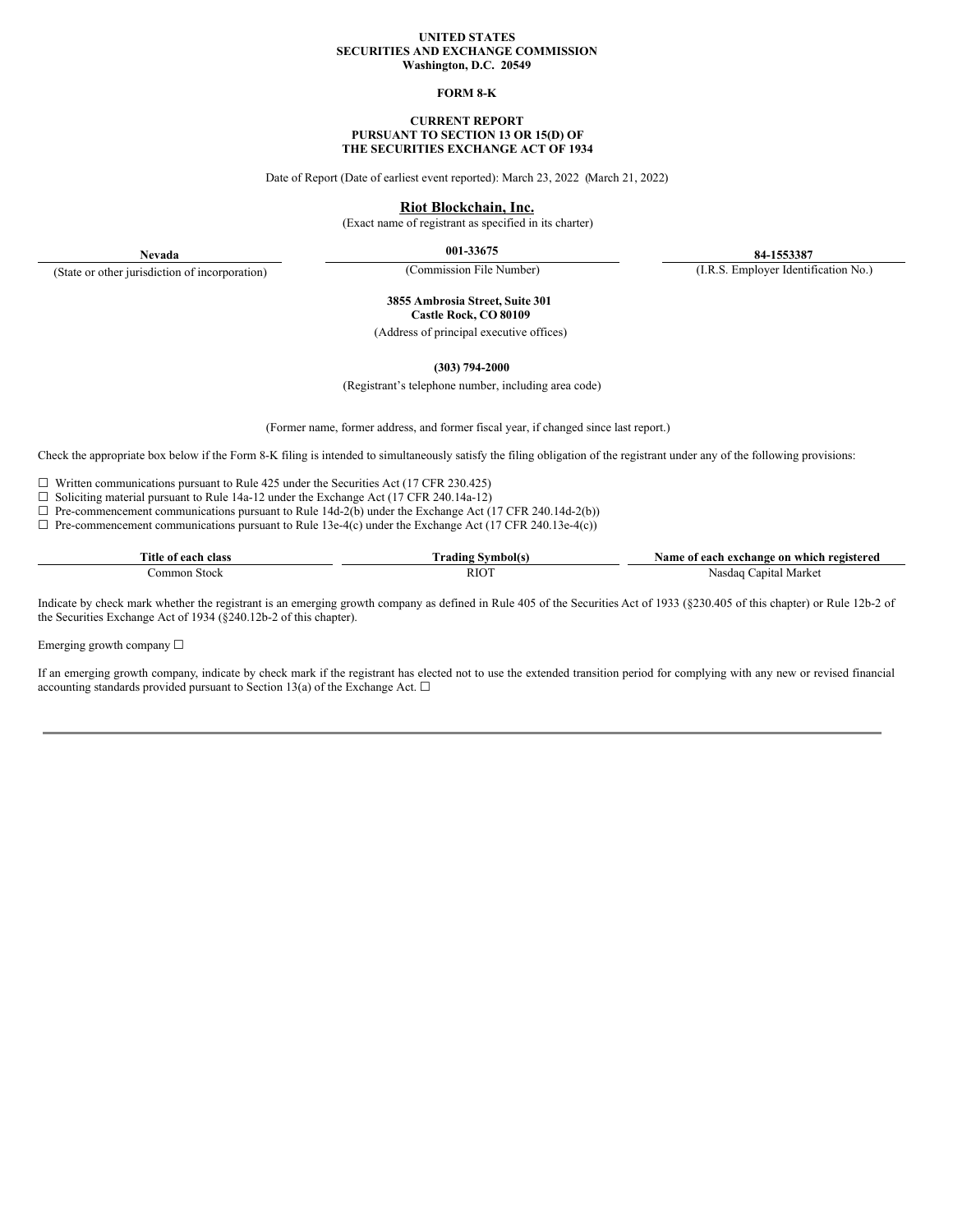**UNITED STATES**
**SECURITIES AND EXCHANGE COMMISSION**
**Washington, D.C. 20549**

**FORM 8-K**

**CURRENT REPORT**
**PURSUANT TO SECTION 13 OR 15(D) OF**
**THE SECURITIES EXCHANGE ACT OF 1934**

Date of Report (Date of earliest event reported): March 23, 2022 (March 21, 2022)

**Riot Blockchain, Inc.**
(Exact name of registrant as specified in its charter)

| **Nevada** | **001-33675** | **84-1553387** |
|---|---|---|
| (State or other jurisdiction of incorporation) | (Commission File Number) | (I.R.S. Employer Identification No.) |

**3855 Ambrosia Street, Suite 301**
**Castle Rock, CO 80109**
(Address of principal executive offices)

**(303) 794-2000**
(Registrant's telephone number, including area code)

(Former name, former address, and former fiscal year, if changed since last report.)

Check the appropriate box below if the Form 8-K filing is intended to simultaneously satisfy the filing obligation of the registrant under any of the following provisions:

☐ Written communications pursuant to Rule 425 under the Securities Act (17 CFR 230.425)
☐ Soliciting material pursuant to Rule 14a-12 under the Exchange Act (17 CFR 240.14a-12)
☐ Pre-commencement communications pursuant to Rule 14d-2(b) under the Exchange Act (17 CFR 240.14d-2(b))
☐ Pre-commencement communications pursuant to Rule 13e-4(c) under the Exchange Act (17 CFR 240.13e-4(c))

| Title of each class | Trading Symbol(s) | Name of each exchange on which registered |
|---|---|---|
| Common Stock | RIOT | Nasdaq Capital Market |

Indicate by check mark whether the registrant is an emerging growth company as defined in Rule 405 of the Securities Act of 1933 (§230.405 of this chapter) or Rule 12b-2 of the Securities Exchange Act of 1934 (§240.12b-2 of this chapter).

Emerging growth company ☐

If an emerging growth company, indicate by check mark if the registrant has elected not to use the extended transition period for complying with any new or revised financial accounting standards provided pursuant to Section 13(a) of the Exchange Act. ☐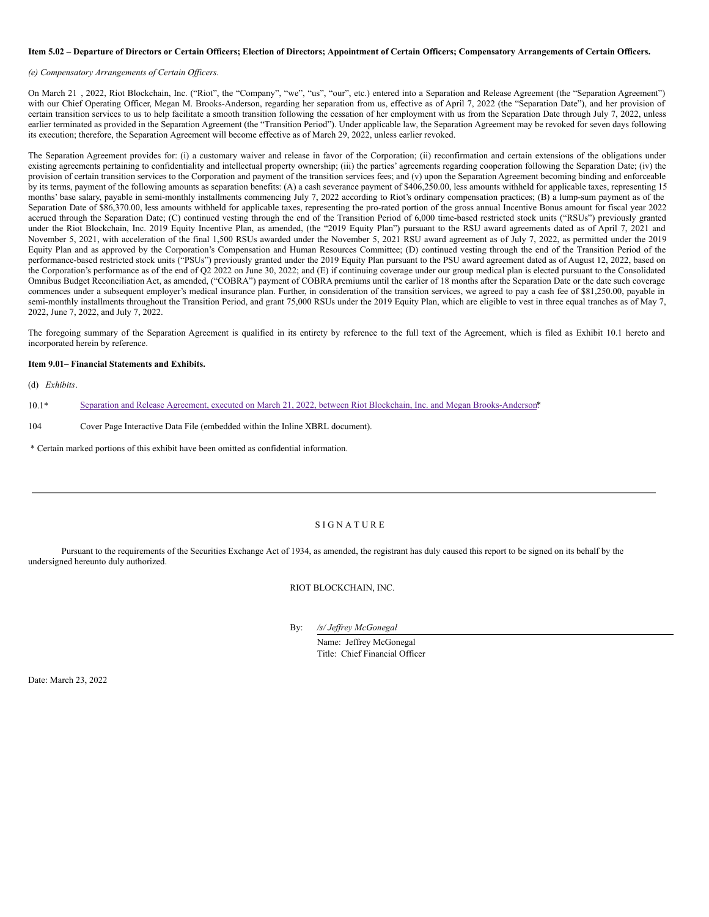**Item 5.02 – Departure of Directors or Certain Officers; Election of Directors; Appointment of Certain Officers; Compensatory Arrangements of Certain Officers.**

*(e) Compensatory Arrangements of Certain Officers.*

On March 21 , 2022, Riot Blockchain, Inc. ("Riot", the "Company", "we", "us", "our", etc.) entered into a Separation and Release Agreement (the "Separation Agreement") with our Chief Operating Officer, Megan M. Brooks-Anderson, regarding her separation from us, effective as of April 7, 2022 (the "Separation Date"), and her provision of certain transition services to us to help facilitate a smooth transition following the cessation of her employment with us from the Separation Date through July 7, 2022, unless earlier terminated as provided in the Separation Agreement (the "Transition Period"). Under applicable law, the Separation Agreement may be revoked for seven days following its execution; therefore, the Separation Agreement will become effective as of March 29, 2022, unless earlier revoked.

The Separation Agreement provides for: (i) a customary waiver and release in favor of the Corporation; (ii) reconfirmation and certain extensions of the obligations under existing agreements pertaining to confidentiality and intellectual property ownership; (iii) the parties' agreements regarding cooperation following the Separation Date; (iv) the provision of certain transition services to the Corporation and payment of the transition services fees; and (v) upon the Separation Agreement becoming binding and enforceable by its terms, payment of the following amounts as separation benefits: (A) a cash severance payment of $406,250.00, less amounts withheld for applicable taxes, representing 15 months' base salary, payable in semi-monthly installments commencing July 7, 2022 according to Riot's ordinary compensation practices; (B) a lump-sum payment as of the Separation Date of $86,370.00, less amounts withheld for applicable taxes, representing the pro-rated portion of the gross annual Incentive Bonus amount for fiscal year 2022 accrued through the Separation Date; (C) continued vesting through the end of the Transition Period of 6,000 time-based restricted stock units ("RSUs") previously granted under the Riot Blockchain, Inc. 2019 Equity Incentive Plan, as amended, (the "2019 Equity Plan") pursuant to the RSU award agreements dated as of April 7, 2021 and November 5, 2021, with acceleration of the final 1,500 RSUs awarded under the November 5, 2021 RSU award agreement as of July 7, 2022, as permitted under the 2019 Equity Plan and as approved by the Corporation's Compensation and Human Resources Committee; (D) continued vesting through the end of the Transition Period of the performance-based restricted stock units ("PSUs") previously granted under the 2019 Equity Plan pursuant to the PSU award agreement dated as of August 12, 2022, based on the Corporation's performance as of the end of Q2 2022 on June 30, 2022; and (E) if continuing coverage under our group medical plan is elected pursuant to the Consolidated Omnibus Budget Reconciliation Act, as amended, ("COBRA") payment of COBRA premiums until the earlier of 18 months after the Separation Date or the date such coverage commences under a subsequent employer's medical insurance plan. Further, in consideration of the transition services, we agreed to pay a cash fee of $81,250.00, payable in semi-monthly installments throughout the Transition Period, and grant 75,000 RSUs under the 2019 Equity Plan, which are eligible to vest in three equal tranches as of May 7, 2022, June 7, 2022, and July 7, 2022.

The foregoing summary of the Separation Agreement is qualified in its entirety by reference to the full text of the Agreement, which is filed as Exhibit 10.1 hereto and incorporated herein by reference.

**Item 9.01– Financial Statements and Exhibits.**

(d) *Exhibits*.

10.1* Separation and Release Agreement, executed on March 21, 2022, between Riot Blockchain, Inc. and Megan Brooks-Anderson*

104 Cover Page Interactive Data File (embedded within the Inline XBRL document).

\* Certain marked portions of this exhibit have been omitted as confidential information.

---

S I G N A T U R E

Pursuant to the requirements of the Securities Exchange Act of 1934, as amended, the registrant has duly caused this report to be signed on its behalf by the undersigned hereunto duly authorized.

RIOT BLOCKCHAIN, INC.

By: */s/ Jeffrey McGonegal*

Name: Jeffrey McGonegal
Title: Chief Financial Officer

Date: March 23, 2022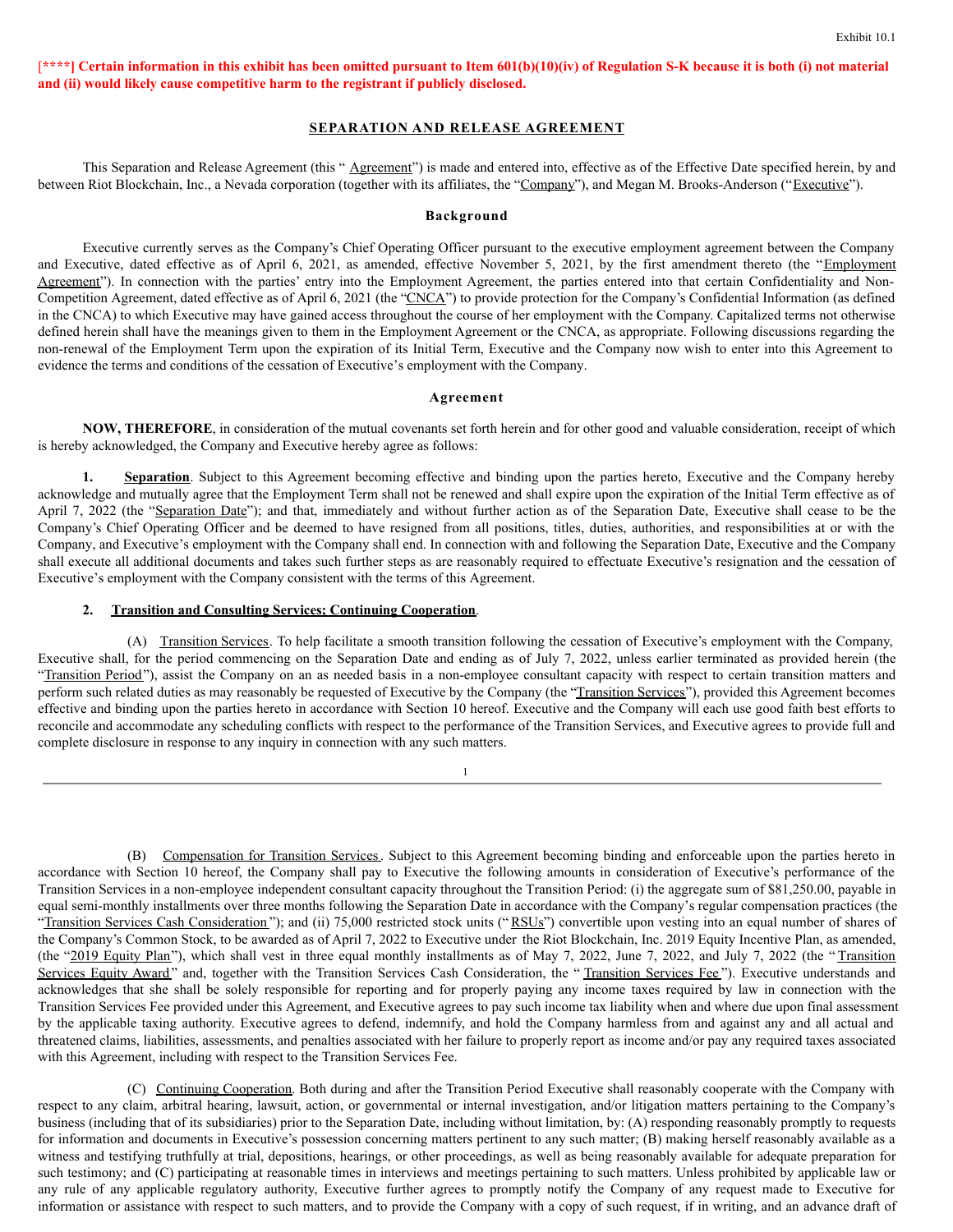Exhibit 10.1

**[****] Certain information in this exhibit has been omitted pursuant to Item 601(b)(10)(iv) of Regulation S-K because it is both (i) not material and (ii) would likely cause competitive harm to the registrant if publicly disclosed.**

## SEPARATION AND RELEASE AGREEMENT

This Separation and Release Agreement (this "Agreement") is made and entered into, effective as of the Effective Date specified herein, by and between Riot Blockchain, Inc., a Nevada corporation (together with its affiliates, the "Company"), and Megan M. Brooks-Anderson ("Executive").

### Background

Executive currently serves as the Company's Chief Operating Officer pursuant to the executive employment agreement between the Company and Executive, dated effective as of April 6, 2021, as amended, effective November 5, 2021, by the first amendment thereto (the "Employment Agreement"). In connection with the parties' entry into the Employment Agreement, the parties entered into that certain Confidentiality and Non-Competition Agreement, dated effective as of April 6, 2021 (the "CNCA") to provide protection for the Company's Confidential Information (as defined in the CNCA) to which Executive may have gained access throughout the course of her employment with the Company. Capitalized terms not otherwise defined herein shall have the meanings given to them in the Employment Agreement or the CNCA, as appropriate. Following discussions regarding the non-renewal of the Employment Term upon the expiration of its Initial Term, Executive and the Company now wish to enter into this Agreement to evidence the terms and conditions of the cessation of Executive's employment with the Company.

### Agreement

**NOW, THEREFORE**, in consideration of the mutual covenants set forth herein and for other good and valuable consideration, receipt of which is hereby acknowledged, the Company and Executive hereby agree as follows:

**1. Separation**. Subject to this Agreement becoming effective and binding upon the parties hereto, Executive and the Company hereby acknowledge and mutually agree that the Employment Term shall not be renewed and shall expire upon the expiration of the Initial Term effective as of April 7, 2022 (the "Separation Date"); and that, immediately and without further action as of the Separation Date, Executive shall cease to be the Company's Chief Operating Officer and be deemed to have resigned from all positions, titles, duties, authorities, and responsibilities at or with the Company, and Executive's employment with the Company shall end. In connection with and following the Separation Date, Executive and the Company shall execute all additional documents and takes such further steps as are reasonably required to effectuate Executive's resignation and the cessation of Executive's employment with the Company consistent with the terms of this Agreement.

**2. Transition and Consulting Services; Continuing Cooperation**.

(A) Transition Services. To help facilitate a smooth transition following the cessation of Executive's employment with the Company, Executive shall, for the period commencing on the Separation Date and ending as of July 7, 2022, unless earlier terminated as provided herein (the "Transition Period"), assist the Company on an as needed basis in a non-employee consultant capacity with respect to certain transition matters and perform such related duties as may reasonably be requested of Executive by the Company (the "Transition Services"), provided this Agreement becomes effective and binding upon the parties hereto in accordance with Section 10 hereof. Executive and the Company will each use good faith best efforts to reconcile and accommodate any scheduling conflicts with respect to the performance of the Transition Services, and Executive agrees to provide full and complete disclosure in response to any inquiry in connection with any such matters.

(B) Compensation for Transition Services. Subject to this Agreement becoming binding and enforceable upon the parties hereto in accordance with Section 10 hereof, the Company shall pay to Executive the following amounts in consideration of Executive's performance of the Transition Services in a non-employee independent consultant capacity throughout the Transition Period: (i) the aggregate sum of $81,250.00, payable in equal semi-monthly installments over three months following the Separation Date in accordance with the Company's regular compensation practices (the "Transition Services Cash Consideration"); and (ii) 75,000 restricted stock units ("RSUs") convertible upon vesting into an equal number of shares of the Company's Common Stock, to be awarded as of April 7, 2022 to Executive under the Riot Blockchain, Inc. 2019 Equity Incentive Plan, as amended, (the "2019 Equity Plan"), which shall vest in three equal monthly installments as of May 7, 2022, June 7, 2022, and July 7, 2022 (the "Transition Services Equity Award" and, together with the Transition Services Cash Consideration, the "Transition Services Fee"). Executive understands and acknowledges that she shall be solely responsible for reporting and for properly paying any income taxes required by law in connection with the Transition Services Fee provided under this Agreement, and Executive agrees to pay such income tax liability when and where due upon final assessment by the applicable taxing authority. Executive agrees to defend, indemnify, and hold the Company harmless from and against any and all actual and threatened claims, liabilities, assessments, and penalties associated with her failure to properly report as income and/or pay any required taxes associated with this Agreement, including with respect to the Transition Services Fee.

(C) Continuing Cooperation. Both during and after the Transition Period Executive shall reasonably cooperate with the Company with respect to any claim, arbitral hearing, lawsuit, action, or governmental or internal investigation, and/or litigation matters pertaining to the Company's business (including that of its subsidiaries) prior to the Separation Date, including without limitation, by: (A) responding reasonably promptly to requests for information and documents in Executive's possession concerning matters pertinent to any such matter; (B) making herself reasonably available as a witness and testifying truthfully at trial, depositions, hearings, or other proceedings, as well as being reasonably available for adequate preparation for such testimony; and (C) participating at reasonable times in interviews and meetings pertaining to such matters. Unless prohibited by applicable law or any rule of any applicable regulatory authority, Executive further agrees to promptly notify the Company of any request made to Executive for information or assistance with respect to such matters, and to provide the Company with a copy of such request, if in writing, and an advance draft of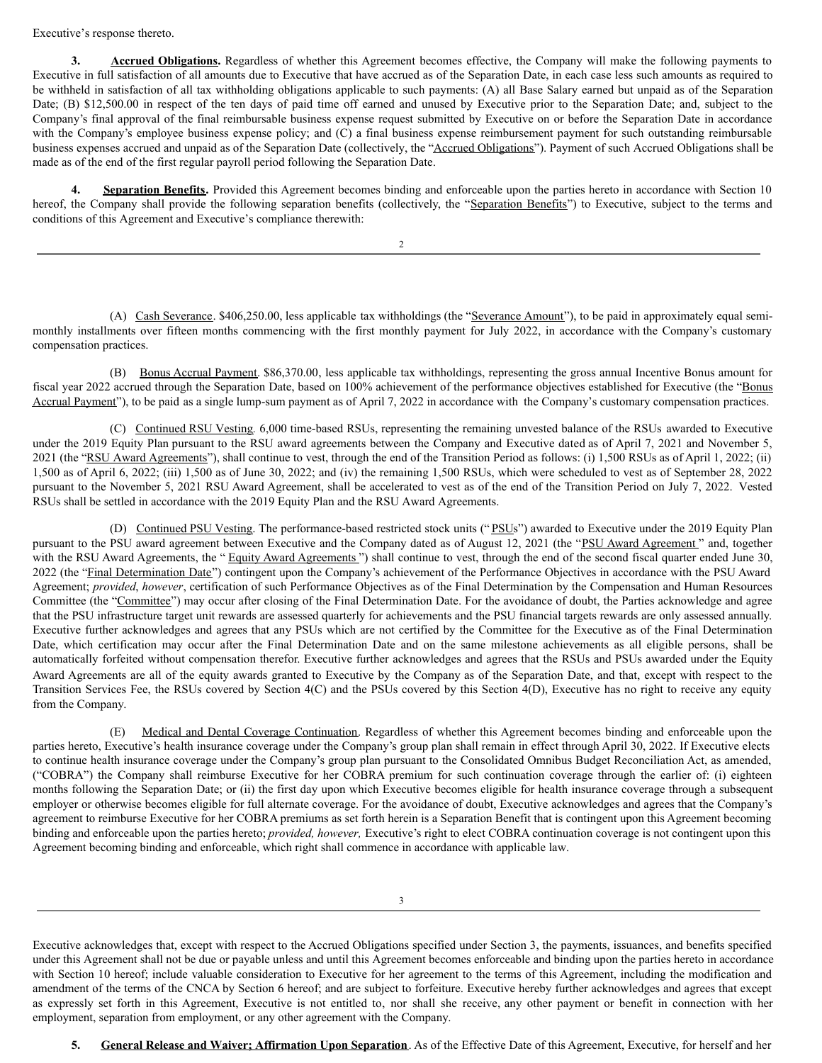Executive's response thereto.

**3. Accrued Obligations.** Regardless of whether this Agreement becomes effective, the Company will make the following payments to Executive in full satisfaction of all amounts due to Executive that have accrued as of the Separation Date, in each case less such amounts as required to be withheld in satisfaction of all tax withholding obligations applicable to such payments: (A) all Base Salary earned but unpaid as of the Separation Date; (B) $12,500.00 in respect of the ten days of paid time off earned and unused by Executive prior to the Separation Date; and, subject to the Company's final approval of the final reimbursable business expense request submitted by Executive on or before the Separation Date in accordance with the Company's employee business expense policy; and (C) a final business expense reimbursement payment for such outstanding reimbursable business expenses accrued and unpaid as of the Separation Date (collectively, the "Accrued Obligations"). Payment of such Accrued Obligations shall be made as of the end of the first regular payroll period following the Separation Date.

**4. Separation Benefits.** Provided this Agreement becomes binding and enforceable upon the parties hereto in accordance with Section 10 hereof, the Company shall provide the following separation benefits (collectively, the "Separation Benefits") to Executive, subject to the terms and conditions of this Agreement and Executive's compliance therewith:

(A) Cash Severance. $406,250.00, less applicable tax withholdings (the "Severance Amount"), to be paid in approximately equal semi-monthly installments over fifteen months commencing with the first monthly payment for July 2022, in accordance with the Company's customary compensation practices.

(B) Bonus Accrual Payment. $86,370.00, less applicable tax withholdings, representing the gross annual Incentive Bonus amount for fiscal year 2022 accrued through the Separation Date, based on 100% achievement of the performance objectives established for Executive (the "Bonus Accrual Payment"), to be paid as a single lump-sum payment as of April 7, 2022 in accordance with the Company's customary compensation practices.

(C) Continued RSU Vesting*.* 6,000 time-based RSUs, representing the remaining unvested balance of the RSUs awarded to Executive under the 2019 Equity Plan pursuant to the RSU award agreements between the Company and Executive dated as of April 7, 2021 and November 5, 2021 (the "RSU Award Agreements"), shall continue to vest, through the end of the Transition Period as follows: (i) 1,500 RSUs as of April 1, 2022; (ii) 1,500 as of April 6, 2022; (iii) 1,500 as of June 30, 2022; and (iv) the remaining 1,500 RSUs, which were scheduled to vest as of September 28, 2022 pursuant to the November 5, 2021 RSU Award Agreement, shall be accelerated to vest as of the end of the Transition Period on July 7, 2022. Vested RSUs shall be settled in accordance with the 2019 Equity Plan and the RSU Award Agreements.

(D) Continued PSU Vesting. The performance-based restricted stock units ("PSUs") awarded to Executive under the 2019 Equity Plan pursuant to the PSU award agreement between Executive and the Company dated as of August 12, 2021 (the "PSU Award Agreement" and, together with the RSU Award Agreements, the "Equity Award Agreements") shall continue to vest, through the end of the second fiscal quarter ended June 30, 2022 (the "Final Determination Date") contingent upon the Company's achievement of the Performance Objectives in accordance with the PSU Award Agreement; *provided*, *however*, certification of such Performance Objectives as of the Final Determination by the Compensation and Human Resources Committee (the "Committee") may occur after closing of the Final Determination Date. For the avoidance of doubt, the Parties acknowledge and agree that the PSU infrastructure target unit rewards are assessed quarterly for achievements and the PSU financial targets rewards are only assessed annually. Executive further acknowledges and agrees that any PSUs which are not certified by the Committee for the Executive as of the Final Determination Date, which certification may occur after the Final Determination Date and on the same milestone achievements as all eligible persons, shall be automatically forfeited without compensation therefor. Executive further acknowledges and agrees that the RSUs and PSUs awarded under the Equity Award Agreements are all of the equity awards granted to Executive by the Company as of the Separation Date, and that, except with respect to the Transition Services Fee, the RSUs covered by Section 4(C) and the PSUs covered by this Section 4(D), Executive has no right to receive any equity from the Company.

(E) Medical and Dental Coverage Continuation. Regardless of whether this Agreement becomes binding and enforceable upon the parties hereto, Executive's health insurance coverage under the Company's group plan shall remain in effect through April 30, 2022. If Executive elects to continue health insurance coverage under the Company's group plan pursuant to the Consolidated Omnibus Budget Reconciliation Act, as amended, ("COBRA") the Company shall reimburse Executive for her COBRA premium for such continuation coverage through the earlier of: (i) eighteen months following the Separation Date; or (ii) the first day upon which Executive becomes eligible for health insurance coverage through a subsequent employer or otherwise becomes eligible for full alternate coverage. For the avoidance of doubt, Executive acknowledges and agrees that the Company's agreement to reimburse Executive for her COBRA premiums as set forth herein is a Separation Benefit that is contingent upon this Agreement becoming binding and enforceable upon the parties hereto; *provided, however,* Executive's right to elect COBRA continuation coverage is not contingent upon this Agreement becoming binding and enforceable, which right shall commence in accordance with applicable law.

Executive acknowledges that, except with respect to the Accrued Obligations specified under Section 3, the payments, issuances, and benefits specified under this Agreement shall not be due or payable unless and until this Agreement becomes enforceable and binding upon the parties hereto in accordance with Section 10 hereof; include valuable consideration to Executive for her agreement to the terms of this Agreement, including the modification and amendment of the terms of the CNCA by Section 6 hereof; and are subject to forfeiture. Executive hereby further acknowledges and agrees that except as expressly set forth in this Agreement, Executive is not entitled to, nor shall she receive, any other payment or benefit in connection with her employment, separation from employment, or any other agreement with the Company.

**5. General Release and Waiver; Affirmation Upon Separation**. As of the Effective Date of this Agreement, Executive, for herself and her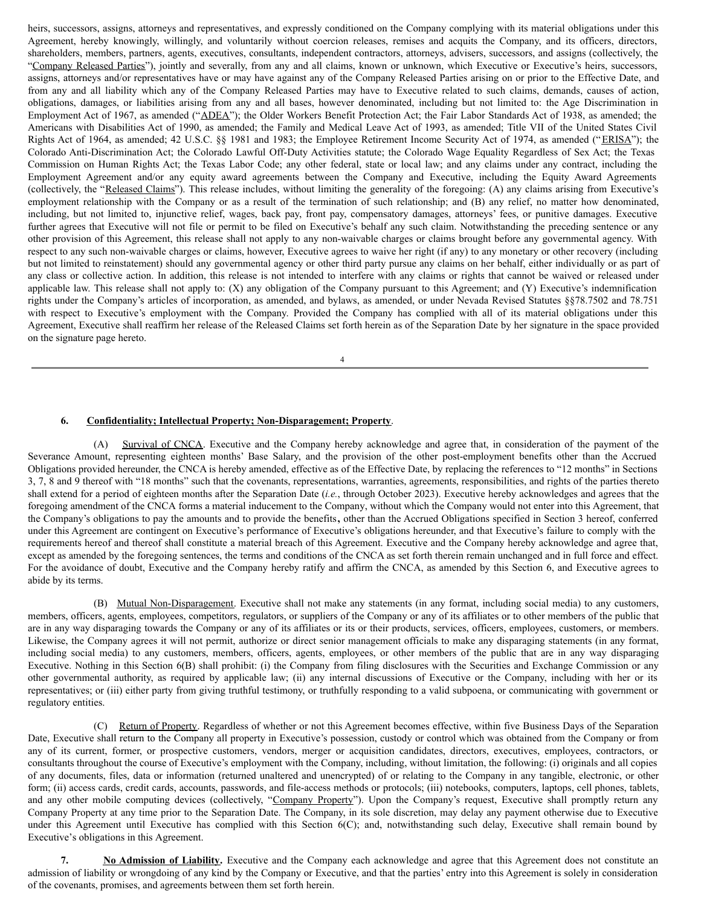heirs, successors, assigns, attorneys and representatives, and expressly conditioned on the Company complying with its material obligations under this Agreement, hereby knowingly, willingly, and voluntarily without coercion releases, remises and acquits the Company, and its officers, directors, shareholders, members, partners, agents, executives, consultants, independent contractors, attorneys, advisers, successors, and assigns (collectively, the "Company Released Parties"), jointly and severally, from any and all claims, known or unknown, which Executive or Executive's heirs, successors, assigns, attorneys and/or representatives have or may have against any of the Company Released Parties arising on or prior to the Effective Date, and from any and all liability which any of the Company Released Parties may have to Executive related to such claims, demands, causes of action, obligations, damages, or liabilities arising from any and all bases, however denominated, including but not limited to: the Age Discrimination in Employment Act of 1967, as amended ("ADEA"); the Older Workers Benefit Protection Act; the Fair Labor Standards Act of 1938, as amended; the Americans with Disabilities Act of 1990, as amended; the Family and Medical Leave Act of 1993, as amended; Title VII of the United States Civil Rights Act of 1964, as amended; 42 U.S.C. §§ 1981 and 1983; the Employee Retirement Income Security Act of 1974, as amended ("ERISA"); the Colorado Anti-Discrimination Act; the Colorado Lawful Off-Duty Activities statute; the Colorado Wage Equality Regardless of Sex Act; the Texas Commission on Human Rights Act; the Texas Labor Code; any other federal, state or local law; and any claims under any contract, including the Employment Agreement and/or any equity award agreements between the Company and Executive, including the Equity Award Agreements (collectively, the "Released Claims"). This release includes, without limiting the generality of the foregoing: (A) any claims arising from Executive's employment relationship with the Company or as a result of the termination of such relationship; and (B) any relief, no matter how denominated, including, but not limited to, injunctive relief, wages, back pay, front pay, compensatory damages, attorneys' fees, or punitive damages. Executive further agrees that Executive will not file or permit to be filed on Executive's behalf any such claim. Notwithstanding the preceding sentence or any other provision of this Agreement, this release shall not apply to any non-waivable charges or claims brought before any governmental agency. With respect to any such non-waivable charges or claims, however, Executive agrees to waive her right (if any) to any monetary or other recovery (including but not limited to reinstatement) should any governmental agency or other third party pursue any claims on her behalf, either individually or as part of any class or collective action. In addition, this release is not intended to interfere with any claims or rights that cannot be waived or released under applicable law. This release shall not apply to: (X) any obligation of the Company pursuant to this Agreement; and (Y) Executive's indemnification rights under the Company's articles of incorporation, as amended, and bylaws, as amended, or under Nevada Revised Statutes §§78.7502 and 78.751 with respect to Executive's employment with the Company. Provided the Company has complied with all of its material obligations under this Agreement, Executive shall reaffirm her release of the Released Claims set forth herein as of the Separation Date by her signature in the space provided on the signature page hereto.

**6. Confidentiality; Intellectual Property; Non-Disparagement; Property**.

(A) Survival of CNCA. Executive and the Company hereby acknowledge and agree that, in consideration of the payment of the Severance Amount, representing eighteen months' Base Salary, and the provision of the other post-employment benefits other than the Accrued Obligations provided hereunder, the CNCA is hereby amended, effective as of the Effective Date, by replacing the references to "12 months" in Sections 3, 7, 8 and 9 thereof with "18 months" such that the covenants, representations, warranties, agreements, responsibilities, and rights of the parties thereto shall extend for a period of eighteen months after the Separation Date (*i.e.*, through October 2023). Executive hereby acknowledges and agrees that the foregoing amendment of the CNCA forms a material inducement to the Company, without which the Company would not enter into this Agreement, that the Company's obligations to pay the amounts and to provide the benefits, other than the Accrued Obligations specified in Section 3 hereof, conferred under this Agreement are contingent on Executive's performance of Executive's obligations hereunder, and that Executive's failure to comply with the requirements hereof and thereof shall constitute a material breach of this Agreement. Executive and the Company hereby acknowledge and agree that, except as amended by the foregoing sentences, the terms and conditions of the CNCA as set forth therein remain unchanged and in full force and effect. For the avoidance of doubt, Executive and the Company hereby ratify and affirm the CNCA, as amended by this Section 6, and Executive agrees to abide by its terms.

(B) Mutual Non-Disparagement. Executive shall not make any statements (in any format, including social media) to any customers, members, officers, agents, employees, competitors, regulators, or suppliers of the Company or any of its affiliates or to other members of the public that are in any way disparaging towards the Company or any of its affiliates or its or their products, services, officers, employees, customers, or members. Likewise, the Company agrees it will not permit, authorize or direct senior management officials to make any disparaging statements (in any format, including social media) to any customers, members, officers, agents, employees, or other members of the public that are in any way disparaging Executive. Nothing in this Section 6(B) shall prohibit: (i) the Company from filing disclosures with the Securities and Exchange Commission or any other governmental authority, as required by applicable law; (ii) any internal discussions of Executive or the Company, including with her or its representatives; or (iii) either party from giving truthful testimony, or truthfully responding to a valid subpoena, or communicating with government or regulatory entities.

(C) Return of Property. Regardless of whether or not this Agreement becomes effective, within five Business Days of the Separation Date, Executive shall return to the Company all property in Executive's possession, custody or control which was obtained from the Company or from any of its current, former, or prospective customers, vendors, merger or acquisition candidates, directors, executives, employees, contractors, or consultants throughout the course of Executive's employment with the Company, including, without limitation, the following: (i) originals and all copies of any documents, files, data or information (returned unaltered and unencrypted) of or relating to the Company in any tangible, electronic, or other form; (ii) access cards, credit cards, accounts, passwords, and file-access methods or protocols; (iii) notebooks, computers, laptops, cell phones, tablets, and any other mobile computing devices (collectively, "Company Property"). Upon the Company's request, Executive shall promptly return any Company Property at any time prior to the Separation Date. The Company, in its sole discretion, may delay any payment otherwise due to Executive under this Agreement until Executive has complied with this Section 6(C); and, notwithstanding such delay, Executive shall remain bound by Executive's obligations in this Agreement.

**7. No Admission of Liability.** Executive and the Company each acknowledge and agree that this Agreement does not constitute an admission of liability or wrongdoing of any kind by the Company or Executive, and that the parties' entry into this Agreement is solely in consideration of the covenants, promises, and agreements between them set forth herein.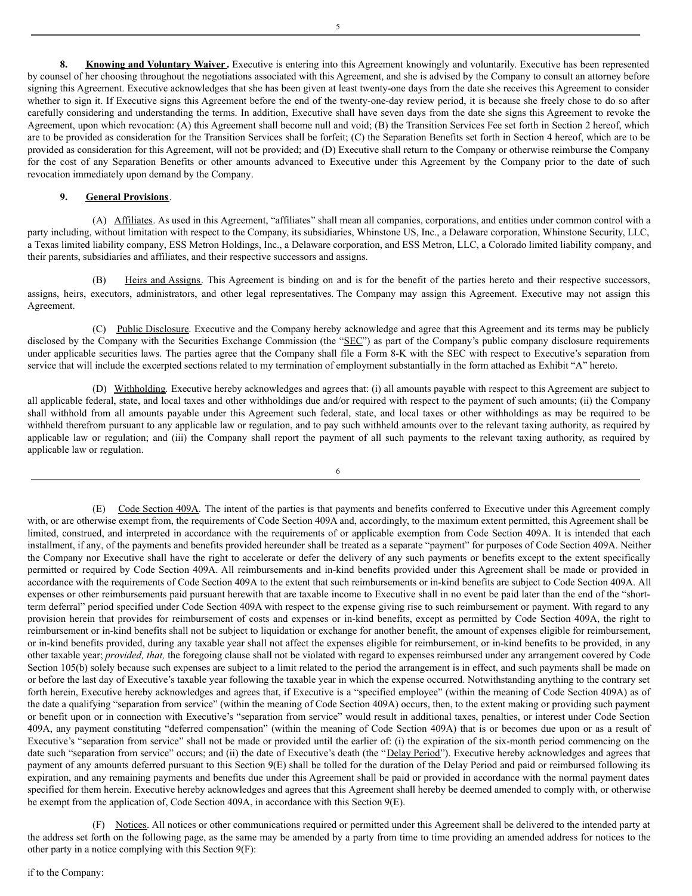**8. Knowing and Voluntary Waiver.** Executive is entering into this Agreement knowingly and voluntarily. Executive has been represented by counsel of her choosing throughout the negotiations associated with this Agreement, and she is advised by the Company to consult an attorney before signing this Agreement. Executive acknowledges that she has been given at least twenty-one days from the date she receives this Agreement to consider whether to sign it. If Executive signs this Agreement before the end of the twenty-one-day review period, it is because she freely chose to do so after carefully considering and understanding the terms. In addition, Executive shall have seven days from the date she signs this Agreement to revoke the Agreement, upon which revocation: (A) this Agreement shall become null and void; (B) the Transition Services Fee set forth in Section 2 hereof, which are to be provided as consideration for the Transition Services shall be forfeit; (C) the Separation Benefits set forth in Section 4 hereof, which are to be provided as consideration for this Agreement, will not be provided; and (D) Executive shall return to the Company or otherwise reimburse the Company for the cost of any Separation Benefits or other amounts advanced to Executive under this Agreement by the Company prior to the date of such revocation immediately upon demand by the Company.

**9. General Provisions.**

(A) Affiliates. As used in this Agreement, "affiliates" shall mean all companies, corporations, and entities under common control with a party including, without limitation with respect to the Company, its subsidiaries, Whinstone US, Inc., a Delaware corporation, Whinstone Security, LLC, a Texas limited liability company, ESS Metron Holdings, Inc., a Delaware corporation, and ESS Metron, LLC, a Colorado limited liability company, and their parents, subsidiaries and affiliates, and their respective successors and assigns.

(B) Heirs and Assigns. This Agreement is binding on and is for the benefit of the parties hereto and their respective successors, assigns, heirs, executors, administrators, and other legal representatives. The Company may assign this Agreement. Executive may not assign this Agreement.

(C) Public Disclosure. Executive and the Company hereby acknowledge and agree that this Agreement and its terms may be publicly disclosed by the Company with the Securities Exchange Commission (the "SEC") as part of the Company's public company disclosure requirements under applicable securities laws. The parties agree that the Company shall file a Form 8-K with the SEC with respect to Executive's separation from service that will include the excerpted sections related to my termination of employment substantially in the form attached as Exhibit "A" hereto.

(D) Withholding. Executive hereby acknowledges and agrees that: (i) all amounts payable with respect to this Agreement are subject to all applicable federal, state, and local taxes and other withholdings due and/or required with respect to the payment of such amounts; (ii) the Company shall withhold from all amounts payable under this Agreement such federal, state, and local taxes or other withholdings as may be required to be withheld therefrom pursuant to any applicable law or regulation, and to pay such withheld amounts over to the relevant taxing authority, as required by applicable law or regulation; and (iii) the Company shall report the payment of all such payments to the relevant taxing authority, as required by applicable law or regulation.

(E) Code Section 409A. The intent of the parties is that payments and benefits conferred to Executive under this Agreement comply with, or are otherwise exempt from, the requirements of Code Section 409A and, accordingly, to the maximum extent permitted, this Agreement shall be limited, construed, and interpreted in accordance with the requirements of or applicable exemption from Code Section 409A. It is intended that each installment, if any, of the payments and benefits provided hereunder shall be treated as a separate "payment" for purposes of Code Section 409A. Neither the Company nor Executive shall have the right to accelerate or defer the delivery of any such payments or benefits except to the extent specifically permitted or required by Code Section 409A. All reimbursements and in-kind benefits provided under this Agreement shall be made or provided in accordance with the requirements of Code Section 409A to the extent that such reimbursements or in-kind benefits are subject to Code Section 409A. All expenses or other reimbursements paid pursuant herewith that are taxable income to Executive shall in no event be paid later than the end of the "short-term deferral" period specified under Code Section 409A with respect to the expense giving rise to such reimbursement or payment. With regard to any provision herein that provides for reimbursement of costs and expenses or in-kind benefits, except as permitted by Code Section 409A, the right to reimbursement or in-kind benefits shall not be subject to liquidation or exchange for another benefit, the amount of expenses eligible for reimbursement, or in-kind benefits provided, during any taxable year shall not affect the expenses eligible for reimbursement, or in-kind benefits to be provided, in any other taxable year; *provided, that,* the foregoing clause shall not be violated with regard to expenses reimbursed under any arrangement covered by Code Section 105(b) solely because such expenses are subject to a limit related to the period the arrangement is in effect, and such payments shall be made on or before the last day of Executive's taxable year following the taxable year in which the expense occurred. Notwithstanding anything to the contrary set forth herein, Executive hereby acknowledges and agrees that, if Executive is a "specified employee" (within the meaning of Code Section 409A) as of the date a qualifying "separation from service" (within the meaning of Code Section 409A) occurs, then, to the extent making or providing such payment or benefit upon or in connection with Executive's "separation from service" would result in additional taxes, penalties, or interest under Code Section 409A, any payment constituting "deferred compensation" (within the meaning of Code Section 409A) that is or becomes due upon or as a result of Executive's "separation from service" shall not be made or provided until the earlier of: (i) the expiration of the six-month period commencing on the date such "separation from service" occurs; and (ii) the date of Executive's death (the "Delay Period"). Executive hereby acknowledges and agrees that payment of any amounts deferred pursuant to this Section 9(E) shall be tolled for the duration of the Delay Period and paid or reimbursed following its expiration, and any remaining payments and benefits due under this Agreement shall be paid or provided in accordance with the normal payment dates specified for them herein. Executive hereby acknowledges and agrees that this Agreement shall hereby be deemed amended to comply with, or otherwise be exempt from the application of, Code Section 409A, in accordance with this Section 9(E).

(F) Notices. All notices or other communications required or permitted under this Agreement shall be delivered to the intended party at the address set forth on the following page, as the same may be amended by a party from time to time providing an amended address for notices to the other party in a notice complying with this Section 9(F):

if to the Company: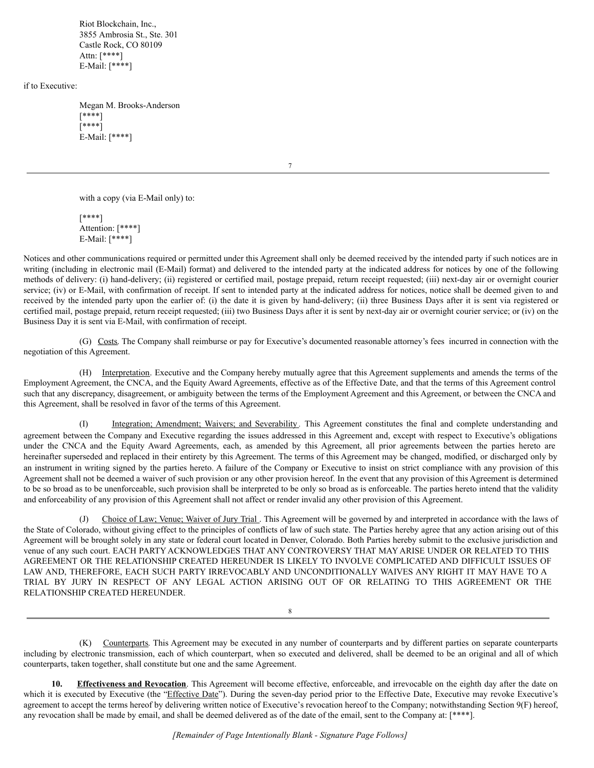Riot Blockchain, Inc.,
3855 Ambrosia St., Ste. 301
Castle Rock, CO 80109
Attn: [****]
E-Mail: [****]

if to Executive:

Megan M. Brooks-Anderson
[****]
[****]
E-Mail: [****]

with a copy (via E-Mail only) to:

[****]
Attention: [****]
E-Mail: [****]

Notices and other communications required or permitted under this Agreement shall only be deemed received by the intended party if such notices are in writing (including in electronic mail (E-Mail) format) and delivered to the intended party at the indicated address for notices by one of the following methods of delivery: (i) hand-delivery; (ii) registered or certified mail, postage prepaid, return receipt requested; (iii) next-day air or overnight courier service; (iv) or E-Mail, with confirmation of receipt. If sent to intended party at the indicated address for notices, notice shall be deemed given to and received by the intended party upon the earlier of: (i) the date it is given by hand-delivery; (ii) three Business Days after it is sent via registered or certified mail, postage prepaid, return receipt requested; (iii) two Business Days after it is sent by next-day air or overnight courier service; or (iv) on the Business Day it is sent via E-Mail, with confirmation of receipt.

(G) Costs. The Company shall reimburse or pay for Executive's documented reasonable attorney's fees incurred in connection with the negotiation of this Agreement.

(H) Interpretation. Executive and the Company hereby mutually agree that this Agreement supplements and amends the terms of the Employment Agreement, the CNCA, and the Equity Award Agreements, effective as of the Effective Date, and that the terms of this Agreement control such that any discrepancy, disagreement, or ambiguity between the terms of the Employment Agreement and this Agreement, or between the CNCA and this Agreement, shall be resolved in favor of the terms of this Agreement.

(I) Integration; Amendment; Waivers; and Severability. This Agreement constitutes the final and complete understanding and agreement between the Company and Executive regarding the issues addressed in this Agreement and, except with respect to Executive's obligations under the CNCA and the Equity Award Agreements, each, as amended by this Agreement, all prior agreements between the parties hereto are hereinafter superseded and replaced in their entirety by this Agreement. The terms of this Agreement may be changed, modified, or discharged only by an instrument in writing signed by the parties hereto. A failure of the Company or Executive to insist on strict compliance with any provision of this Agreement shall not be deemed a waiver of such provision or any other provision hereof. In the event that any provision of this Agreement is determined to be so broad as to be unenforceable, such provision shall be interpreted to be only so broad as is enforceable. The parties hereto intend that the validity and enforceability of any provision of this Agreement shall not affect or render invalid any other provision of this Agreement.

(J) Choice of Law; Venue; Waiver of Jury Trial. This Agreement will be governed by and interpreted in accordance with the laws of the State of Colorado, without giving effect to the principles of conflicts of law of such state. The Parties hereby agree that any action arising out of this Agreement will be brought solely in any state or federal court located in Denver, Colorado. Both Parties hereby submit to the exclusive jurisdiction and venue of any such court. EACH PARTY ACKNOWLEDGES THAT ANY CONTROVERSY THAT MAY ARISE UNDER OR RELATED TO THIS AGREEMENT OR THE RELATIONSHIP CREATED HEREUNDER IS LIKELY TO INVOLVE COMPLICATED AND DIFFICULT ISSUES OF LAW AND, THEREFORE, EACH SUCH PARTY IRREVOCABLY AND UNCONDITIONALLY WAIVES ANY RIGHT IT MAY HAVE TO A TRIAL BY JURY IN RESPECT OF ANY LEGAL ACTION ARISING OUT OF OR RELATING TO THIS AGREEMENT OR THE RELATIONSHIP CREATED HEREUNDER.

(K) Counterparts. This Agreement may be executed in any number of counterparts and by different parties on separate counterparts including by electronic transmission, each of which counterpart, when so executed and delivered, shall be deemed to be an original and all of which counterparts, taken together, shall constitute but one and the same Agreement.

**10. Effectiveness and Revocation**. This Agreement will become effective, enforceable, and irrevocable on the eighth day after the date on which it is executed by Executive (the "Effective Date"). During the seven-day period prior to the Effective Date, Executive may revoke Executive's agreement to accept the terms hereof by delivering written notice of Executive's revocation hereof to the Company; notwithstanding Section 9(F) hereof, any revocation shall be made by email, and shall be deemed delivered as of the date of the email, sent to the Company at: [****].

*[Remainder of Page Intentionally Blank - Signature Page Follows]*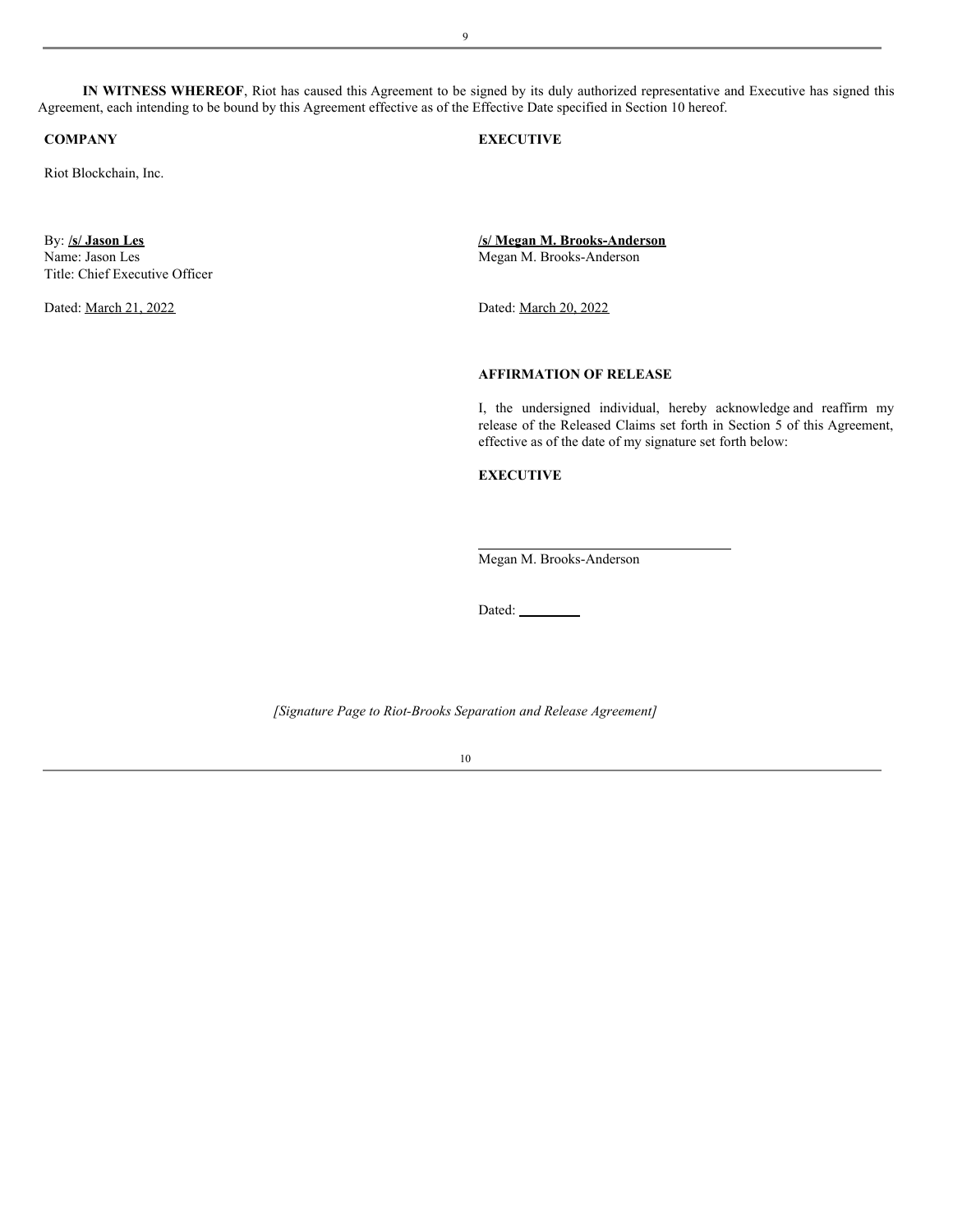**IN WITNESS WHEREOF**, Riot has caused this Agreement to be signed by its duly authorized representative and Executive has signed this Agreement, each intending to be bound by this Agreement effective as of the Effective Date specified in Section 10 hereof.

**COMPANY**

Riot Blockchain, Inc.

By: **/s/ Jason Les**
Name: Jason Les
Title: Chief Executive Officer

Dated: March 21, 2022

**EXECUTIVE**

**/s/ Megan M. Brooks-Anderson**
Megan M. Brooks-Anderson

Dated: March 20, 2022

**AFFIRMATION OF RELEASE**

I, the undersigned individual, hereby acknowledge and reaffirm my release of the Released Claims set forth in Section 5 of this Agreement, effective as of the date of my signature set forth below:

**EXECUTIVE**

\_\_\_\_\_\_\_\_\_\_\_\_\_\_\_\_\_\_\_\_\_\_\_\_\_\_\_\_\_\_
Megan M. Brooks-Anderson

Dated: \_\_\_\_\_\_\_\_\_

*[Signature Page to Riot-Brooks Separation and Release Agreement]*